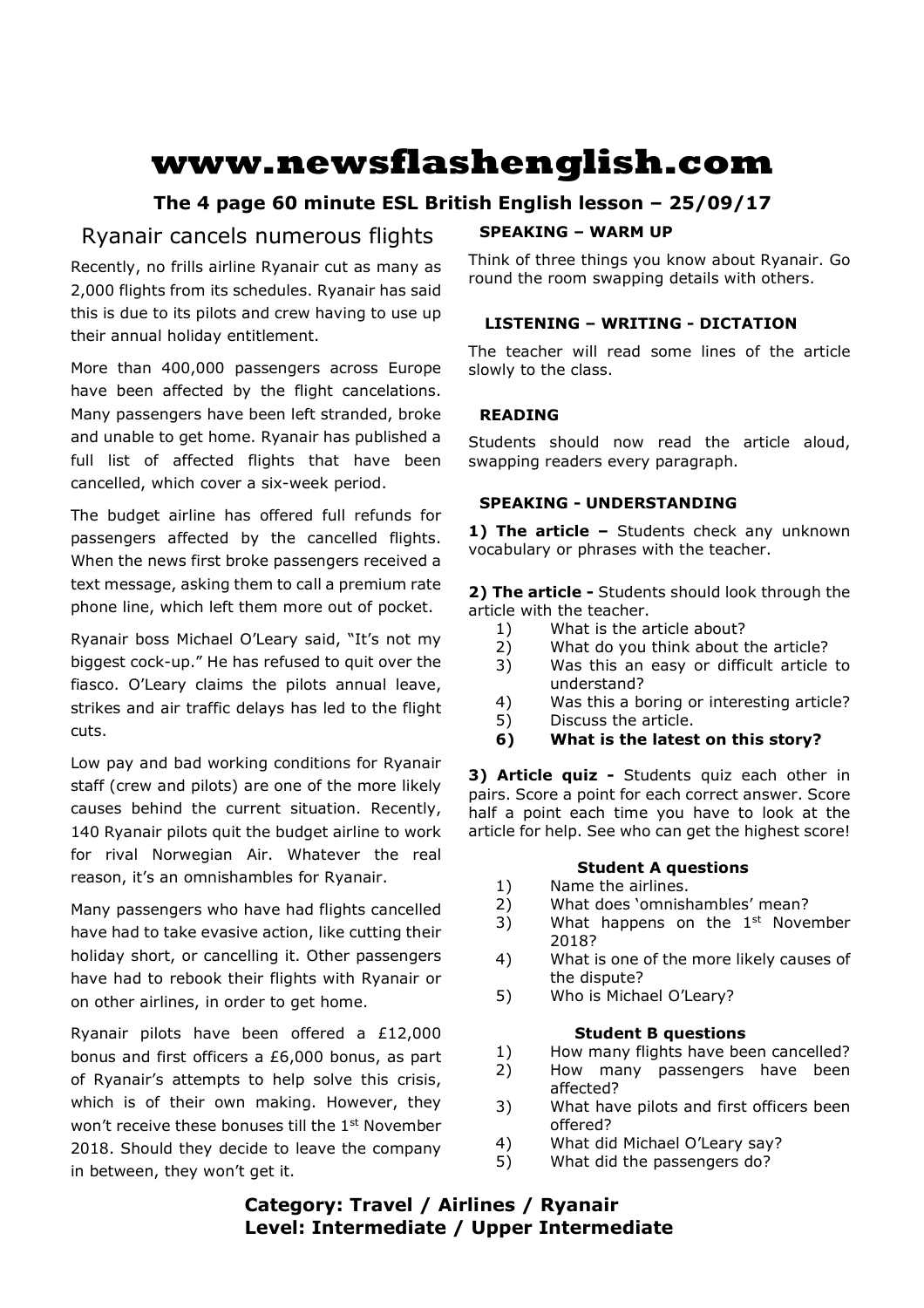# www.newsflashenglish.com

**The 4 page 60 minute ESL British English lesson – 25/09/17**

## Ryanair cancels numerous flights

Recently, no frills airline Ryanair cut as many as 2,000 flights from its schedules. Ryanair has said this is due to its pilots and crew having to use up their annual holiday entitlement.

More than 400,000 passengers across Europe have been affected by the flight cancelations. Many passengers have been left stranded, broke and unable to get home. Ryanair has published a full list of affected flights that have been cancelled, which cover a six-week period.

The budget airline has offered full refunds for passengers affected by the cancelled flights. When the news first broke passengers received a text message, asking them to call a premium rate phone line, which left them more out of pocket.

Ryanair boss Michael O'Leary said, "It's not my biggest cock-up." He has refused to quit over the fiasco. O'Leary claims the pilots annual leave, strikes and air traffic delays has led to the flight cuts.

Low pay and bad working conditions for Ryanair staff (crew and pilots) are one of the more likely causes behind the current situation. Recently, 140 Ryanair pilots quit the budget airline to work for rival Norwegian Air. Whatever the real reason, it's an omnishambles for Ryanair.

Many passengers who have had flights cancelled have had to take evasive action, like cutting their holiday short, or cancelling it. Other passengers have had to rebook their flights with Ryanair or on other airlines, in order to get home.

Ryanair pilots have been offered a £12,000 bonus and first officers a £6,000 bonus, as part of Ryanair's attempts to help solve this crisis, which is of their own making. However, they won't receive these bonuses till the 1st November 2018. Should they decide to leave the company in between, they won't get it.

### SPEAKING – WARM UP

Think of three things you know about Ryanair. Go round the room swapping details with others.

### LISTENING – WRITING - DICTATION

The teacher will read some lines of the article slowly to the class.

### READING

Students should now read the article aloud, swapping readers every paragraph.

### SPEAKING - UNDERSTANDING

**1) The article –** Students check any unknown vocabulary or phrases with the teacher.

**2) The article -** Students should look through the article with the teacher.

1) What is the article about?
2) What do you think about the article?
3) Was this an easy or difficult article to understand?
4) Was this a boring or interesting article?
5) Discuss the article.
6) **What is the latest on this story?**

**3) Article quiz -** Students quiz each other in pairs. Score a point for each correct answer. Score half a point each time you have to look at the article for help. See who can get the highest score!

**Student A questions**

1) Name the airlines.
2) What does 'omnishambles' mean?
3) What happens on the 1st November 2018?
4) What is one of the more likely causes of the dispute?
5) Who is Michael O'Leary?

**Student B questions**

1) How many flights have been cancelled?
2) How many passengers have been affected?
3) What have pilots and first officers been offered?
4) What did Michael O'Leary say?
5) What did the passengers do?

**Category: Travel / Airlines / Ryanair**
**Level: Intermediate / Upper Intermediate**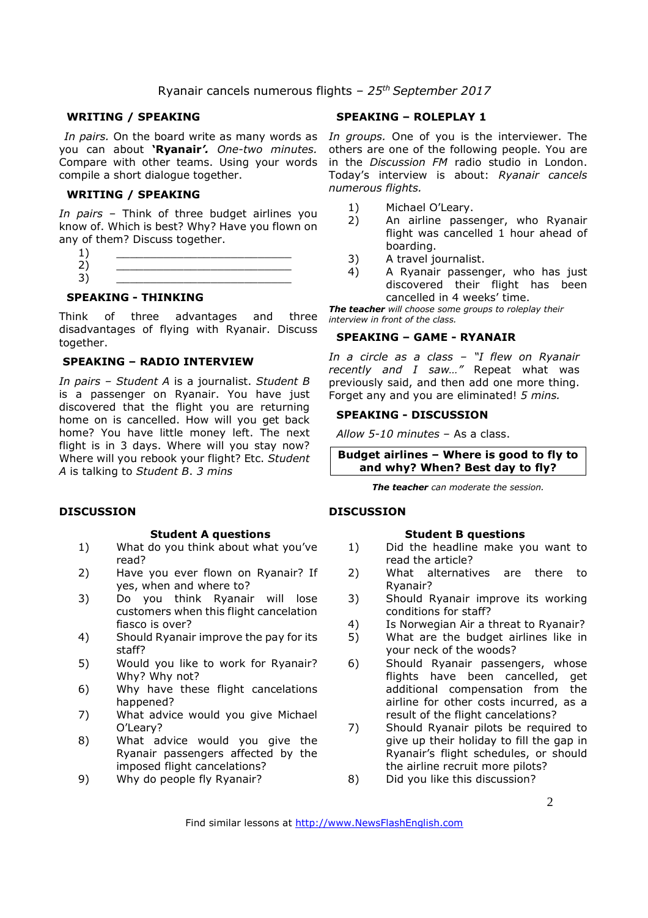Ryanair cancels numerous flights – *25th September 2017*

### WRITING / SPEAKING

*In pairs.* On the board write as many words as you can about **'Ryanair'.** *One-two minutes.* Compare with other teams. Using your words compile a short dialogue together.

### WRITING / SPEAKING

*In pairs* – Think of three budget airlines you know of. Which is best? Why? Have you flown on any of them? Discuss together.

1) ___________________________
2) ___________________________
3) ___________________________

### SPEAKING - THINKING

Think of three advantages and three disadvantages of flying with Ryanair. Discuss together.

### SPEAKING – RADIO INTERVIEW

*In pairs* – *Student A* is a journalist. *Student B* is a passenger on Ryanair. You have just discovered that the flight you are returning home on is cancelled. How will you get back home? You have little money left. The next flight is in 3 days. Where will you stay now? Where will you rebook your flight? Etc. *Student A* is talking to *Student B*. *3 mins*

### SPEAKING – ROLEPLAY 1

*In groups.* One of you is the interviewer. The others are one of the following people. You are in the *Discussion FM* radio studio in London. Today's interview is about: *Ryanair cancels numerous flights.*

1) Michael O'Leary.
2) An airline passenger, who Ryanair flight was cancelled 1 hour ahead of boarding.
3) A travel journalist.
4) A Ryanair passenger, who has just discovered their flight has been cancelled in 4 weeks' time.

***The teacher*** *will choose some groups to roleplay their interview in front of the class.*

### SPEAKING – GAME - RYANAIR

*In a circle as a class – "I flew on Ryanair recently and I saw…"* Repeat what was previously said, and then add one more thing. Forget any and you are eliminated! *5 mins.*

### SPEAKING - DISCUSSION

*Allow 5-10 minutes* – As a class.

**Budget airlines – Where is good to fly to and why? When? Best day to fly?**

***The teacher*** *can moderate the session.*

### DISCUSSION

**Student A questions**

1) What do you think about what you've read?
2) Have you ever flown on Ryanair? If yes, when and where to?
3) Do you think Ryanair will lose customers when this flight cancelation fiasco is over?
4) Should Ryanair improve the pay for its staff?
5) Would you like to work for Ryanair? Why? Why not?
6) Why have these flight cancelations happened?
7) What advice would you give Michael O'Leary?
8) What advice would you give the Ryanair passengers affected by the imposed flight cancelations?
9) Why do people fly Ryanair?

### DISCUSSION

**Student B questions**

1) Did the headline make you want to read the article?
2) What alternatives are there to Ryanair?
3) Should Ryanair improve its working conditions for staff?
4) Is Norwegian Air a threat to Ryanair?
5) What are the budget airlines like in your neck of the woods?
6) Should Ryanair passengers, whose flights have been cancelled, get additional compensation from the airline for other costs incurred, as a result of the flight cancelations?
7) Should Ryanair pilots be required to give up their holiday to fill the gap in Ryanair's flight schedules, or should the airline recruit more pilots?
8) Did you like this discussion?

Find similar lessons at http://www.NewsFlashEnglish.com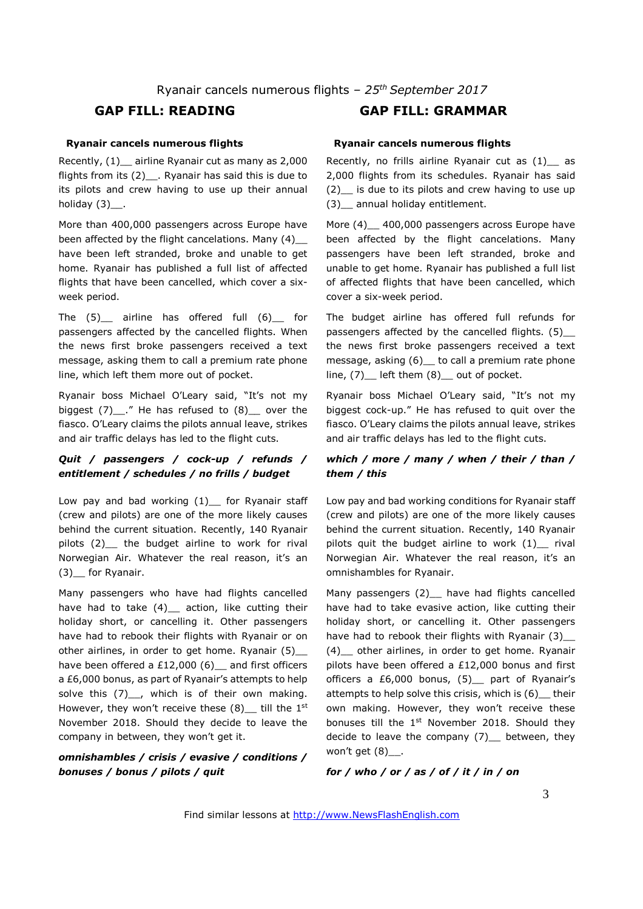Ryanair cancels numerous flights – *25th September 2017*

## GAP FILL: READING

**Ryanair cancels numerous flights**

Recently, (1)__ airline Ryanair cut as many as 2,000 flights from its (2)__. Ryanair has said this is due to its pilots and crew having to use up their annual holiday (3)__.

More than 400,000 passengers across Europe have been affected by the flight cancelations. Many (4)__ have been left stranded, broke and unable to get home. Ryanair has published a full list of affected flights that have been cancelled, which cover a six-week period.

The (5)__ airline has offered full (6)__ for passengers affected by the cancelled flights. When the news first broke passengers received a text message, asking them to call a premium rate phone line, which left them more out of pocket.

Ryanair boss Michael O'Leary said, "It's not my biggest (7)__." He has refused to (8)__ over the fiasco. O'Leary claims the pilots annual leave, strikes and air traffic delays has led to the flight cuts.

***Quit / passengers / cock-up / refunds / entitlement / schedules / no frills / budget***

Low pay and bad working (1)__ for Ryanair staff (crew and pilots) are one of the more likely causes behind the current situation. Recently, 140 Ryanair pilots (2)__ the budget airline to work for rival Norwegian Air. Whatever the real reason, it's an (3)__ for Ryanair.

Many passengers who have had flights cancelled have had to take (4)__ action, like cutting their holiday short, or cancelling it. Other passengers have had to rebook their flights with Ryanair or on other airlines, in order to get home. Ryanair (5)__ have been offered a £12,000 (6)__ and first officers a £6,000 bonus, as part of Ryanair's attempts to help solve this (7)__, which is of their own making. However, they won't receive these (8)__ till the 1st November 2018. Should they decide to leave the company in between, they won't get it.

***omnishambles / crisis / evasive / conditions / bonuses / bonus / pilots / quit***

## GAP FILL: GRAMMAR

**Ryanair cancels numerous flights**

Recently, no frills airline Ryanair cut as (1)__ as 2,000 flights from its schedules. Ryanair has said (2)__ is due to its pilots and crew having to use up (3)__ annual holiday entitlement.

More (4)__ 400,000 passengers across Europe have been affected by the flight cancelations. Many passengers have been left stranded, broke and unable to get home. Ryanair has published a full list of affected flights that have been cancelled, which cover a six-week period.

The budget airline has offered full refunds for passengers affected by the cancelled flights. (5)__ the news first broke passengers received a text message, asking (6)__ to call a premium rate phone line, (7)__ left them (8)__ out of pocket.

Ryanair boss Michael O'Leary said, "It's not my biggest cock-up." He has refused to quit over the fiasco. O'Leary claims the pilots annual leave, strikes and air traffic delays has led to the flight cuts.

***which / more / many / when / their / than / them / this***

Low pay and bad working conditions for Ryanair staff (crew and pilots) are one of the more likely causes behind the current situation. Recently, 140 Ryanair pilots quit the budget airline to work (1)__ rival Norwegian Air. Whatever the real reason, it's an omnishambles for Ryanair.

Many passengers (2)__ have had flights cancelled have had to take evasive action, like cutting their holiday short, or cancelling it. Other passengers have had to rebook their flights with Ryanair (3)__ (4)__ other airlines, in order to get home. Ryanair pilots have been offered a £12,000 bonus and first officers a £6,000 bonus, (5)__ part of Ryanair's attempts to help solve this crisis, which is (6)__ their own making. However, they won't receive these bonuses till the 1st November 2018. Should they decide to leave the company (7)__ between, they won't get (8)__.

***for / who / or / as / of / it / in / on***

Find similar lessons at http://www.NewsFlashEnglish.com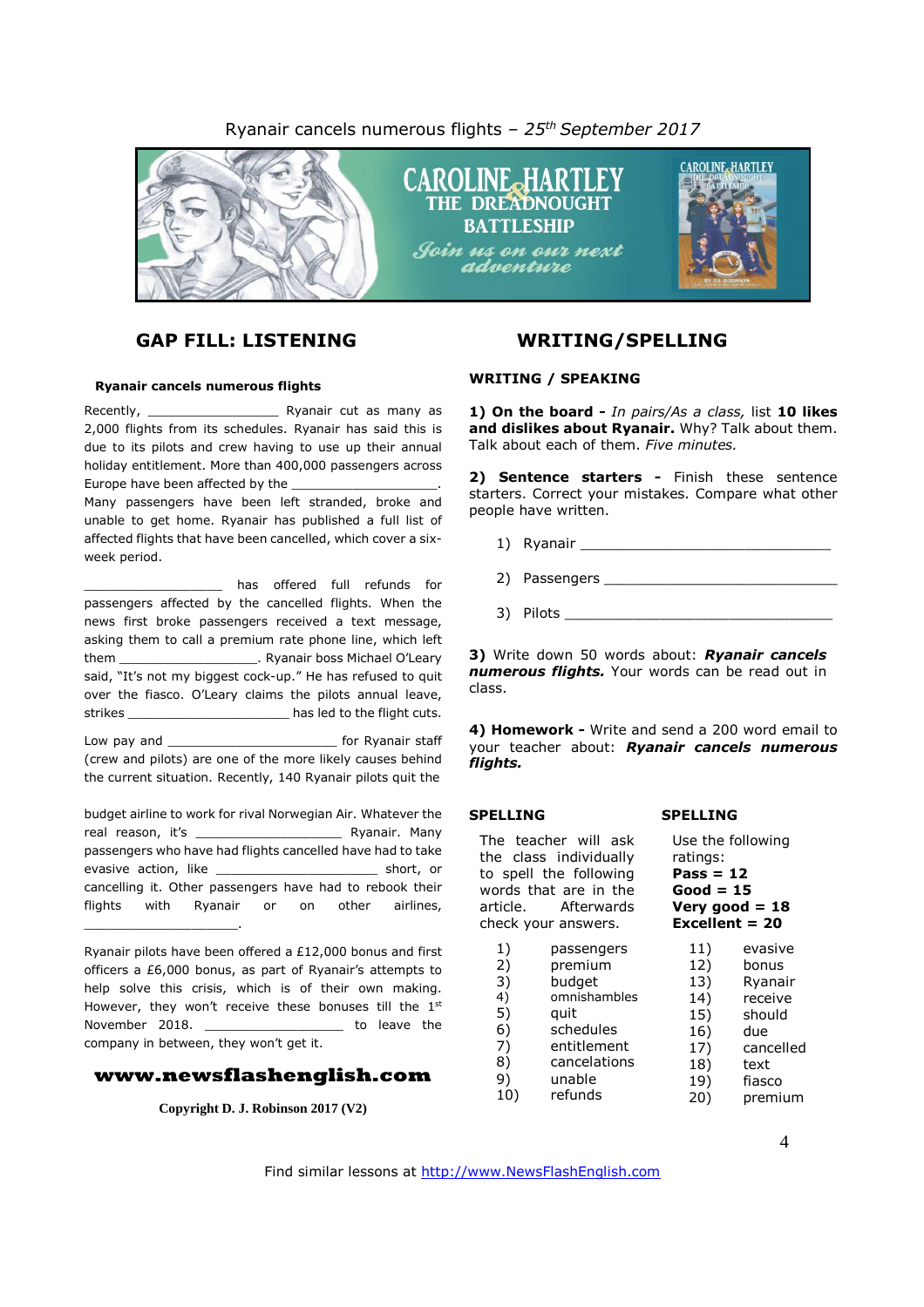Ryanair cancels numerous flights – 25th September 2017

CAROLINE & HARTLEY THE DREADNOUGHT BATTLESHIP
*Join us on our next adventure*

## GAP FILL: LISTENING

**Ryanair cancels numerous flights**

Recently, _________________ Ryanair cut as many as 2,000 flights from its schedules. Ryanair has said this is due to its pilots and crew having to use up their annual holiday entitlement. More than 400,000 passengers across Europe have been affected by the ___________________. Many passengers have been left stranded, broke and unable to get home. Ryanair has published a full list of affected flights that have been cancelled, which cover a six-week period.

__________________ has offered full refunds for passengers affected by the cancelled flights. When the news first broke passengers received a text message, asking them to call a premium rate phone line, which left them __________________. Ryanair boss Michael O'Leary said, "It's not my biggest cock-up." He has refused to quit over the fiasco. O'Leary claims the pilots annual leave, strikes _____________________ has led to the flight cuts.

Low pay and ______________________ for Ryanair staff (crew and pilots) are one of the more likely causes behind the current situation. Recently, 140 Ryanair pilots quit the budget airline to work for rival Norwegian Air. Whatever the real reason, it's ___________________ Ryanair. Many passengers who have had flights cancelled have had to take evasive action, like _____________________ short, or cancelling it. Other passengers have had to rebook their flights with Ryanair or on other airlines, ___________________.

Ryanair pilots have been offered a £12,000 bonus and first officers a £6,000 bonus, as part of Ryanair's attempts to help solve this crisis, which is of their own making. However, they won't receive these bonuses till the 1st November 2018. _________________ to leave the company in between, they won't get it.

**www.newsflashenglish.com**

**Copyright D. J. Robinson 2017 (V2)**

## WRITING/SPELLING

**WRITING / SPEAKING**

**1) On the board -** *In pairs/As a class,* list **10 likes and dislikes about Ryanair.** Why? Talk about them. Talk about each of them. *Five minutes.*

**2) Sentence starters -** Finish these sentence starters. Correct your mistakes. Compare what other people have written.

1) Ryanair ________________________________
2) Passengers ______________________________
3) Pilots __________________________________

**3)** Write down 50 words about: ***Ryanair cancels numerous flights.*** Your words can be read out in class.

**4) Homework -** Write and send a 200 word email to your teacher about: ***Ryanair cancels numerous flights.***

**SPELLING**

The teacher will ask the class individually to spell the following words that are in the article. Afterwards check your answers.

1) passengers
2) premium
3) budget
4) omnishambles
5) quit
6) schedules
7) entitlement
8) cancelations
9) unable
10) refunds

**SPELLING**

Use the following ratings:
**Pass = 12**
**Good = 15**
**Very good = 18**
**Excellent = 20**

11) evasive
12) bonus
13) Ryanair
14) receive
15) should
16) due
17) cancelled
18) text
19) fiasco
20) premium

Find similar lessons at http://www.NewsFlashEnglish.com